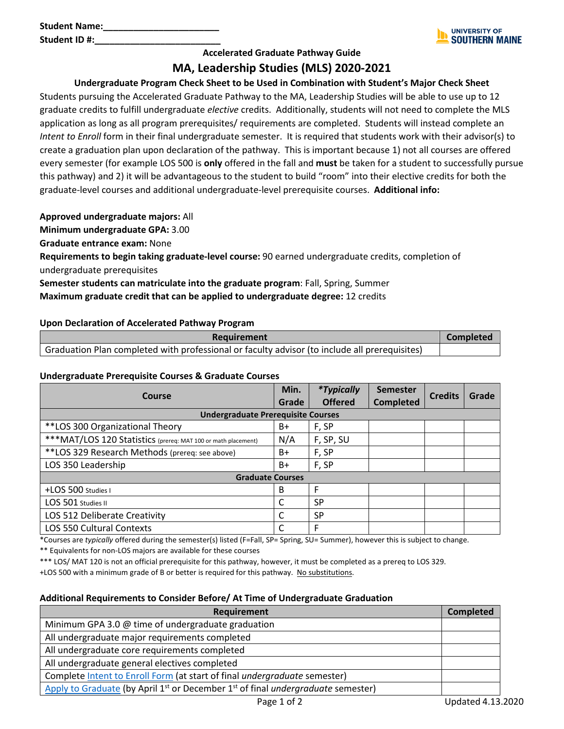Student Name:_______________________

Student ID #:_________________________

UNIVERSITY OF SOUTHERN MAINE

**Accelerated Graduate Pathway Guide**

# MA, Leadership Studies (MLS) 2020-2021

**Undergraduate Program Check Sheet to be Used in Combination with Student's Major Check Sheet**

Students pursuing the Accelerated Graduate Pathway to the MA, Leadership Studies will be able to use up to 12 graduate credits to fulfill undergraduate *elective* credits. Additionally, students will not need to complete the MLS application as long as all program prerequisites/ requirements are completed. Students will instead complete an *Intent to Enroll* form in their final undergraduate semester. It is required that students work with their advisor(s) to create a graduation plan upon declaration of the pathway. This is important because 1) not all courses are offered every semester (for example LOS 500 is **only** offered in the fall and **must** be taken for a student to successfully pursue this pathway) and 2) it will be advantageous to the student to build "room" into their elective credits for both the graduate-level courses and additional undergraduate-level prerequisite courses. **Additional info:**

**Approved undergraduate majors:** All

**Minimum undergraduate GPA:** 3.00

**Graduate entrance exam:** None

**Requirements to begin taking graduate-level course:** 90 earned undergraduate credits, completion of undergraduate prerequisites

**Semester students can matriculate into the graduate program**: Fall, Spring, Summer

**Maximum graduate credit that can be applied to undergraduate degree:** 12 credits

**Upon Declaration of Accelerated Pathway Program**

| Requirement | Completed |
|---|---|
| Graduation Plan completed with professional or faculty advisor (to include all prerequisites) | |

**Undergraduate Prerequisite Courses & Graduate Courses**

| Course | Min. Grade | *\*Typically Offered* | Semester Completed | Credits | Grade |
|---|---|---|---|---|---|
| **Undergraduate Prerequisite Courses** | | | | | |
| **LOS 300 Organizational Theory | B+ | F, SP | | | |
| ***MAT/LOS 120 Statistics (prereq: MAT 100 or math placement) | N/A | F, SP, SU | | | |
| **LOS 329 Research Methods (prereq: see above) | B+ | F, SP | | | |
| LOS 350 Leadership | B+ | F, SP | | | |
| **Graduate Courses** | | | | | |
| +LOS 500 Studies I | B | F | | | |
| LOS 501 Studies II | C | SP | | | |
| LOS 512 Deliberate Creativity | C | SP | | | |
| LOS 550 Cultural Contexts | C | F | | | |

*Courses are *typically* offered during the semester(s) listed (F=Fall, SP= Spring, SU= Summer), however this is subject to change.

** Equivalents for non-LOS majors are available for these courses

*** LOS/ MAT 120 is not an official prerequisite for this pathway, however, it must be completed as a prereq to LOS 329.

+LOS 500 with a minimum grade of B or better is required for this pathway. No substitutions.

**Additional Requirements to Consider Before/ At Time of Undergraduate Graduation**

| Requirement | Completed |
|---|---|
| Minimum GPA 3.0 @ time of undergraduate graduation | |
| All undergraduate major requirements completed | |
| All undergraduate core requirements completed | |
| All undergraduate general electives completed | |
| Complete Intent to Enroll Form (at start of final *undergraduate* semester) | |
| Apply to Graduate (by April 1st or December 1st of final *undergraduate* semester) | |

Updated 4.13.2020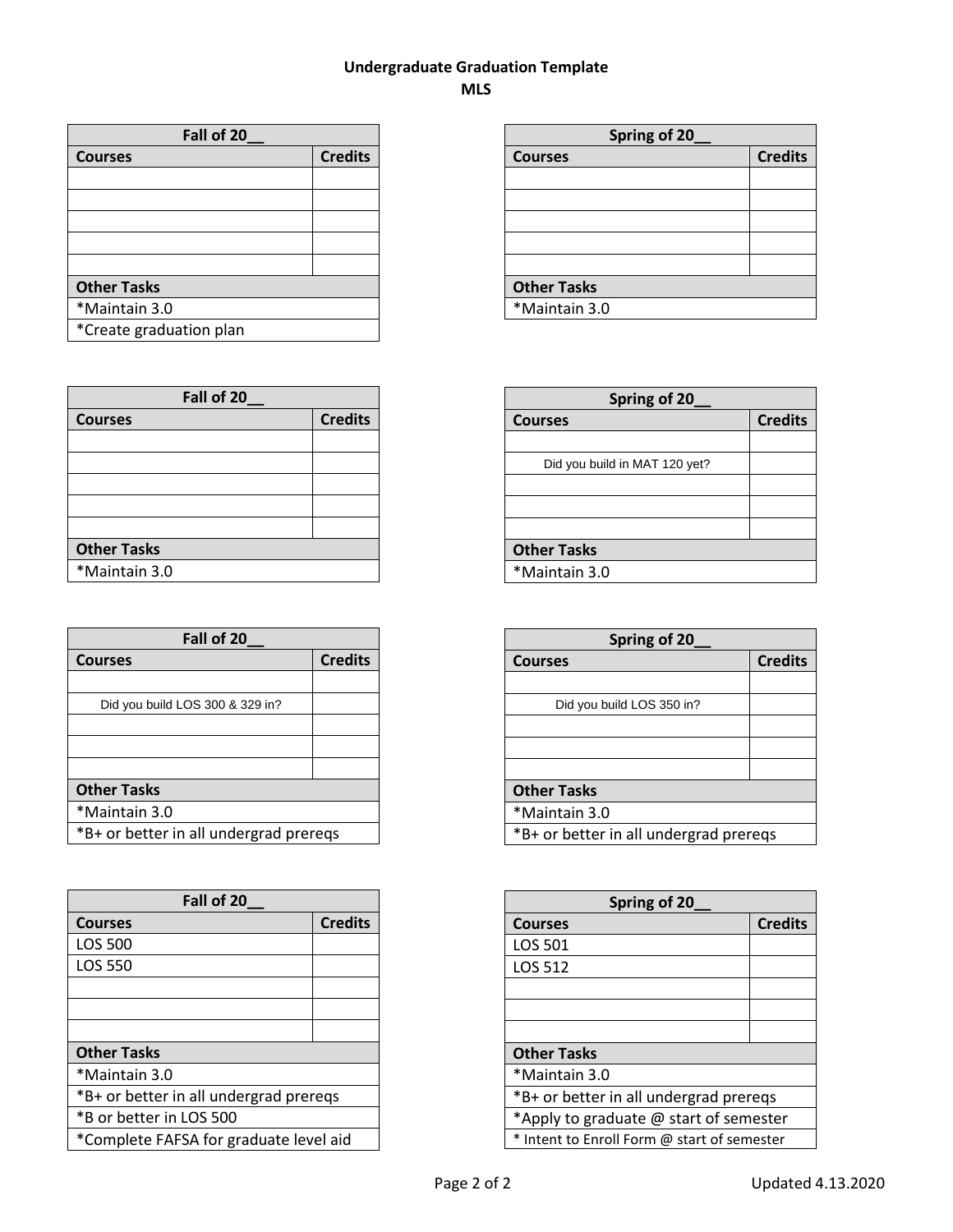**Undergraduate Graduation Template**
**MLS**

| Fall of 20__ | |
|---|---|
| **Courses** | **Credits** |
| | |
| | |
| | |
| | |
| | |
| **Other Tasks** | |
| *Maintain 3.0 | |
| *Create graduation plan | |

| Spring of 20__ | |
|---|---|
| **Courses** | **Credits** |
| | |
| | |
| | |
| | |
| | |
| **Other Tasks** | |
| *Maintain 3.0 | |

| Fall of 20__ | |
|---|---|
| **Courses** | **Credits** |
| | |
| | |
| | |
| | |
| | |
| **Other Tasks** | |
| *Maintain 3.0 | |

| Spring of 20__ | |
|---|---|
| **Courses** | **Credits** |
| | |
| Did you build in MAT 120 yet? | |
| | |
| | |
| | |
| **Other Tasks** | |
| *Maintain 3.0 | |

| Fall of 20__ | |
|---|---|
| **Courses** | **Credits** |
| | |
| Did you build LOS 300 & 329 in? | |
| | |
| | |
| | |
| **Other Tasks** | |
| *Maintain 3.0 | |
| *B+ or better in all undergrad prereqs | |

| Spring of 20__ | |
|---|---|
| **Courses** | **Credits** |
| | |
| Did you build LOS 350 in? | |
| | |
| | |
| | |
| **Other Tasks** | |
| *Maintain 3.0 | |
| *B+ or better in all undergrad prereqs | |

| Fall of 20__ | |
|---|---|
| **Courses** | **Credits** |
| LOS 500 | |
| LOS 550 | |
| | |
| | |
| | |
| **Other Tasks** | |
| *Maintain 3.0 | |
| *B+ or better in all undergrad prereqs | |
| *B or better in LOS 500 | |
| *Complete FAFSA for graduate level aid | |

| Spring of 20__ | |
|---|---|
| **Courses** | **Credits** |
| LOS 501 | |
| LOS 512 | |
| | |
| | |
| | |
| **Other Tasks** | |
| *Maintain 3.0 | |
| *B+ or better in all undergrad prereqs | |
| *Apply to graduate @ start of semester | |
| * Intent to Enroll Form @ start of semester | |

Updated 4.13.2020